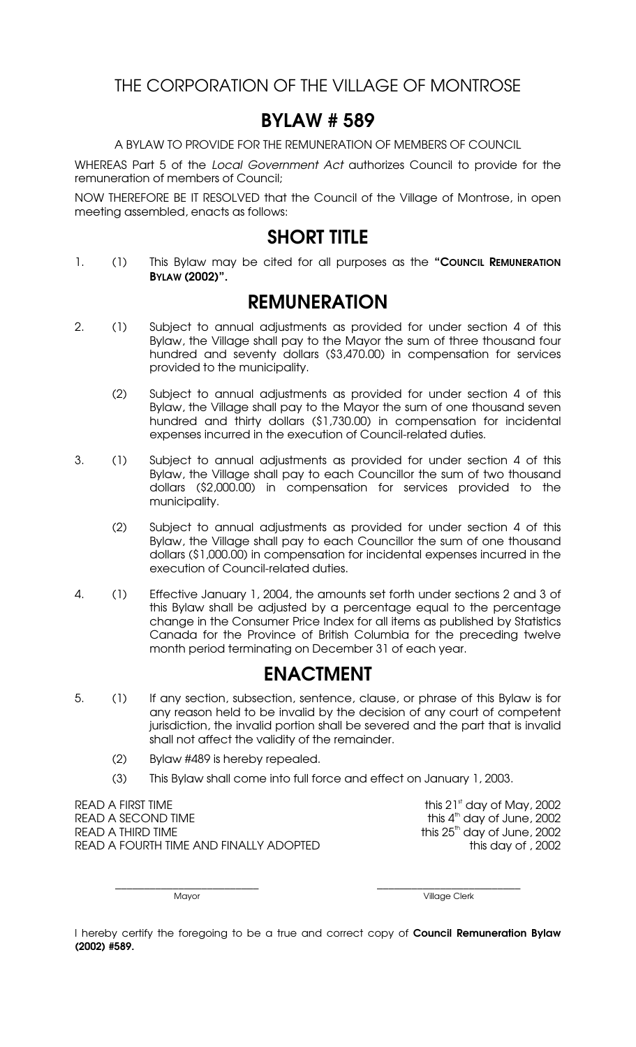# THE CORPORATION OF THE VILLAGE OF MONTROSE

## BYLAW # 589

A BYLAW TO PROVIDE FOR THE REMUNERATION OF MEMBERS OF COUNCIL

WHEREAS Part 5 of the *Local Government Act* authorizes Council to provide for the remuneration of members of Council;

NOW THEREFORE BE IT RESOLVED that the Council of the Village of Montrose, in open meeting assembled, enacts as follows:

## SHORT TITLE

1. (1) This Bylaw may be cited for all purposes as the **"COUNCIL REMUNERATION BYLAW (2002)".**

## REMUNERATION

2. (1) Subject to annual adjustments as provided for under section 4 of this Bylaw, the Village shall pay to the Mayor the sum of three thousand four hundred and seventy dollars ($3,470.00) in compensation for services provided to the municipality.

   (2) Subject to annual adjustments as provided for under section 4 of this Bylaw, the Village shall pay to the Mayor the sum of one thousand seven hundred and thirty dollars ($1,730.00) in compensation for incidental expenses incurred in the execution of Council-related duties.

3. (1) Subject to annual adjustments as provided for under section 4 of this Bylaw, the Village shall pay to each Councillor the sum of two thousand dollars ($2,000.00) in compensation for services provided to the municipality.

   (2) Subject to annual adjustments as provided for under section 4 of this Bylaw, the Village shall pay to each Councillor the sum of one thousand dollars ($1,000.00) in compensation for incidental expenses incurred in the execution of Council-related duties.

4. (1) Effective January 1, 2004, the amounts set forth under sections 2 and 3 of this Bylaw shall be adjusted by a percentage equal to the percentage change in the Consumer Price Index for all items as published by Statistics Canada for the Province of British Columbia for the preceding twelve month period terminating on December 31 of each year.

## ENACTMENT

5. (1) If any section, subsection, sentence, clause, or phrase of this Bylaw is for any reason held to be invalid by the decision of any court of competent jurisdiction, the invalid portion shall be severed and the part that is invalid shall not affect the validity of the remainder.

   (2) Bylaw #489 is hereby repealed.

   (3) This Bylaw shall come into full force and effect on January 1, 2003.

READ A FIRST TIME this 21st day of May, 2002
READ A SECOND TIME this 4th day of June, 2002
READ A THIRD TIME this 25th day of June, 2002
READ A FOURTH TIME AND FINALLY ADOPTED this day of , 2002

\_\_\_\_\_\_\_\_\_\_\_\_\_\_\_\_\_\_\_\_\_\_\_\_
Mayor

\_\_\_\_\_\_\_\_\_\_\_\_\_\_\_\_\_\_\_\_\_\_\_\_
Village Clerk

I hereby certify the foregoing to be a true and correct copy of **Council Remuneration Bylaw (2002) #589.**